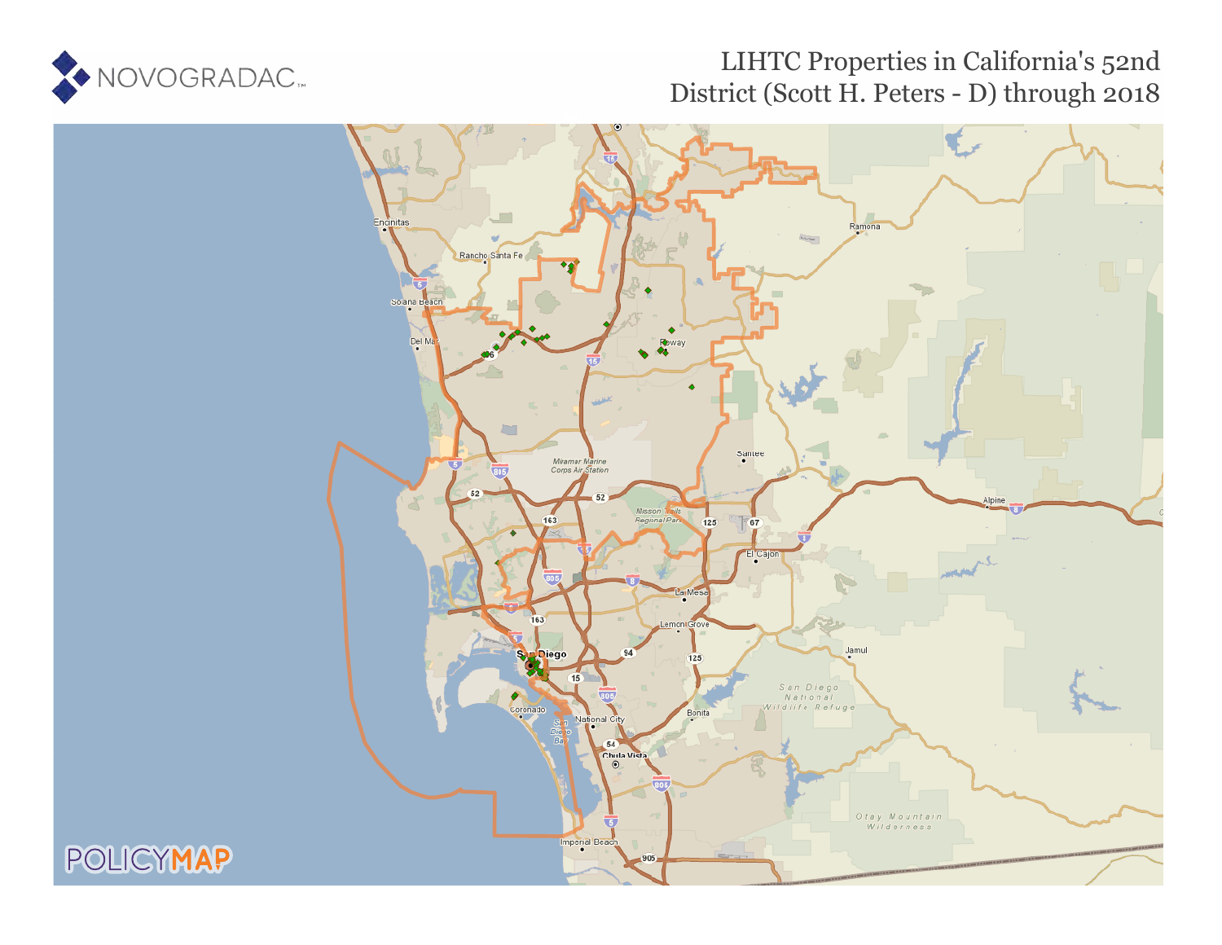# LIHTC Properties in California's 52nd District (Scott H. Peters - D) through 2018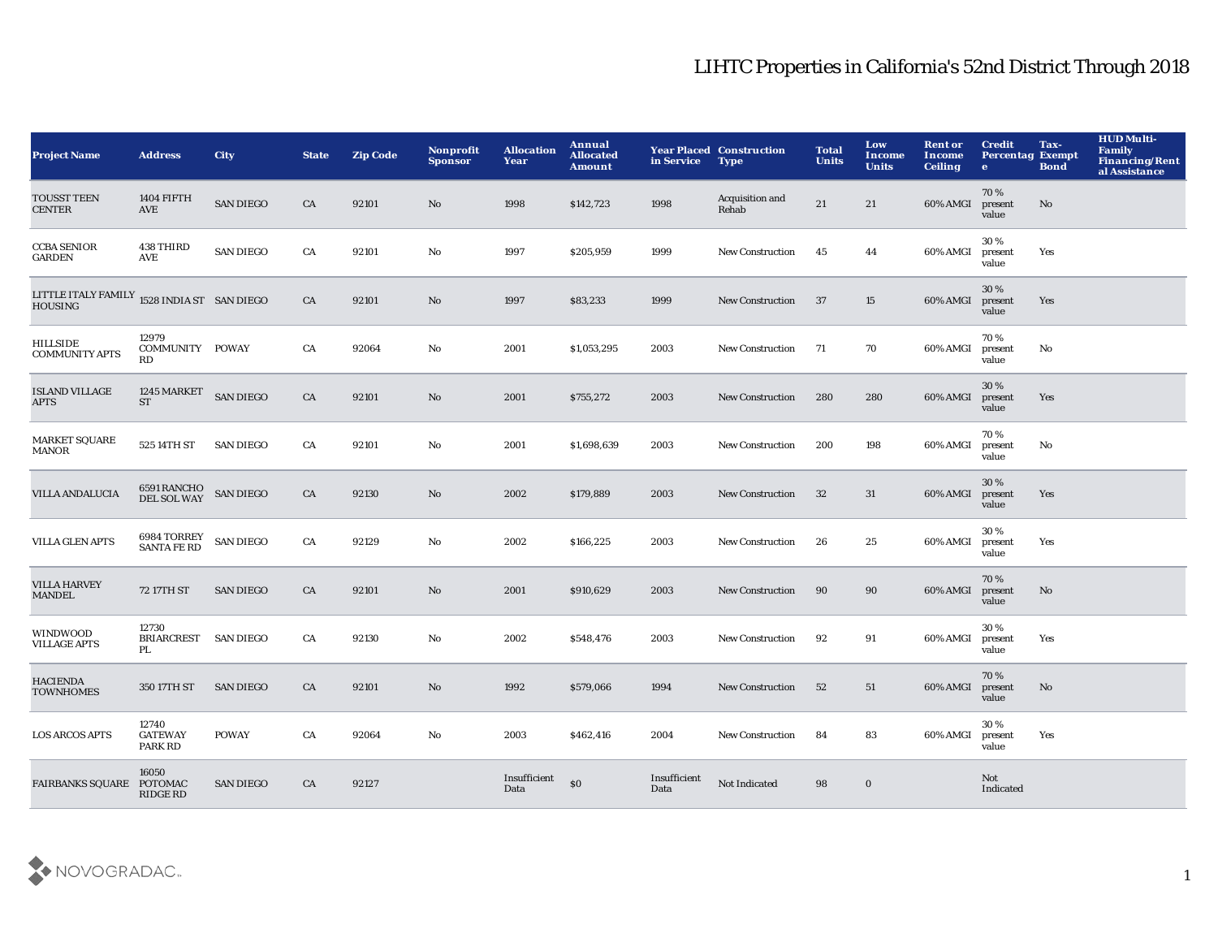# LIHTC Properties in California's 52nd District Through 2018

| Project Name | Address | City | State | Zip Code | Nonprofit Sponsor | Allocation Year | Annual Allocated Amount | Year Placed in Service | Construction Type | Total Units | Low Income Units | Rent or Income Ceiling | Credit Percentage | Tax-Exempt Bond | HUD Multi-Family Financing/Rental Assistance |
|---|---|---|---|---|---|---|---|---|---|---|---|---|---|---|---|
| TOUSST TEEN CENTER | 1404 FIFTH AVE | SAN DIEGO | CA | 92101 | No | 1998 | $142,723 | 1998 | Acquisition and Rehab | 21 | 21 | 60% AMGI | 70 % present value | No | |
| CCBA SENIOR GARDEN | 438 THIRD AVE | SAN DIEGO | CA | 92101 | No | 1997 | $205,959 | 1999 | New Construction | 45 | 44 | 60% AMGI | 30 % present value | Yes | |
| LITTLE ITALY FAMILY HOUSING | 1528 INDIA ST | SAN DIEGO | CA | 92101 | No | 1997 | $83,233 | 1999 | New Construction | 37 | 15 | 60% AMGI | 30 % present value | Yes | |
| HILLSIDE COMMUNITY APTS | 12979 COMMUNITY RD | POWAY | CA | 92064 | No | 2001 | $1,053,295 | 2003 | New Construction | 71 | 70 | 60% AMGI | 70 % present value | No | |
| ISLAND VILLAGE APTS | 1245 MARKET ST | SAN DIEGO | CA | 92101 | No | 2001 | $755,272 | 2003 | New Construction | 280 | 280 | 60% AMGI | 30 % present value | Yes | |
| MARKET SQUARE MANOR | 525 14TH ST | SAN DIEGO | CA | 92101 | No | 2001 | $1,698,639 | 2003 | New Construction | 200 | 198 | 60% AMGI | 70 % present value | No | |
| VILLA ANDALUCIA | 6591 RANCHO DEL SOL WAY | SAN DIEGO | CA | 92130 | No | 2002 | $179,889 | 2003 | New Construction | 32 | 31 | 60% AMGI | 30 % present value | Yes | |
| VILLA GLEN APTS | 6984 TORREY SANTA FE RD | SAN DIEGO | CA | 92129 | No | 2002 | $166,225 | 2003 | New Construction | 26 | 25 | 60% AMGI | 30 % present value | Yes | |
| VILLA HARVEY MANDEL | 72 17TH ST | SAN DIEGO | CA | 92101 | No | 2001 | $910,629 | 2003 | New Construction | 90 | 90 | 60% AMGI | 70 % present value | No | |
| WINDWOOD VILLAGE APTS | 12730 BRIARCREST PL | SAN DIEGO | CA | 92130 | No | 2002 | $548,476 | 2003 | New Construction | 92 | 91 | 60% AMGI | 30 % present value | Yes | |
| HACIENDA TOWNHOMES | 350 17TH ST | SAN DIEGO | CA | 92101 | No | 1992 | $579,066 | 1994 | New Construction | 52 | 51 | 60% AMGI | 70 % present value | No | |
| LOS ARCOS APTS | 12740 GATEWAY PARK RD | POWAY | CA | 92064 | No | 2003 | $462,416 | 2004 | New Construction | 84 | 83 | 60% AMGI | 30 % present value | Yes | |
| FAIRBANKS SQUARE | 16050 POTOMAC RIDGE RD | SAN DIEGO | CA | 92127 | | Insufficient Data | $0 | Insufficient Data | Not Indicated | 98 | 0 | | Not Indicated | | |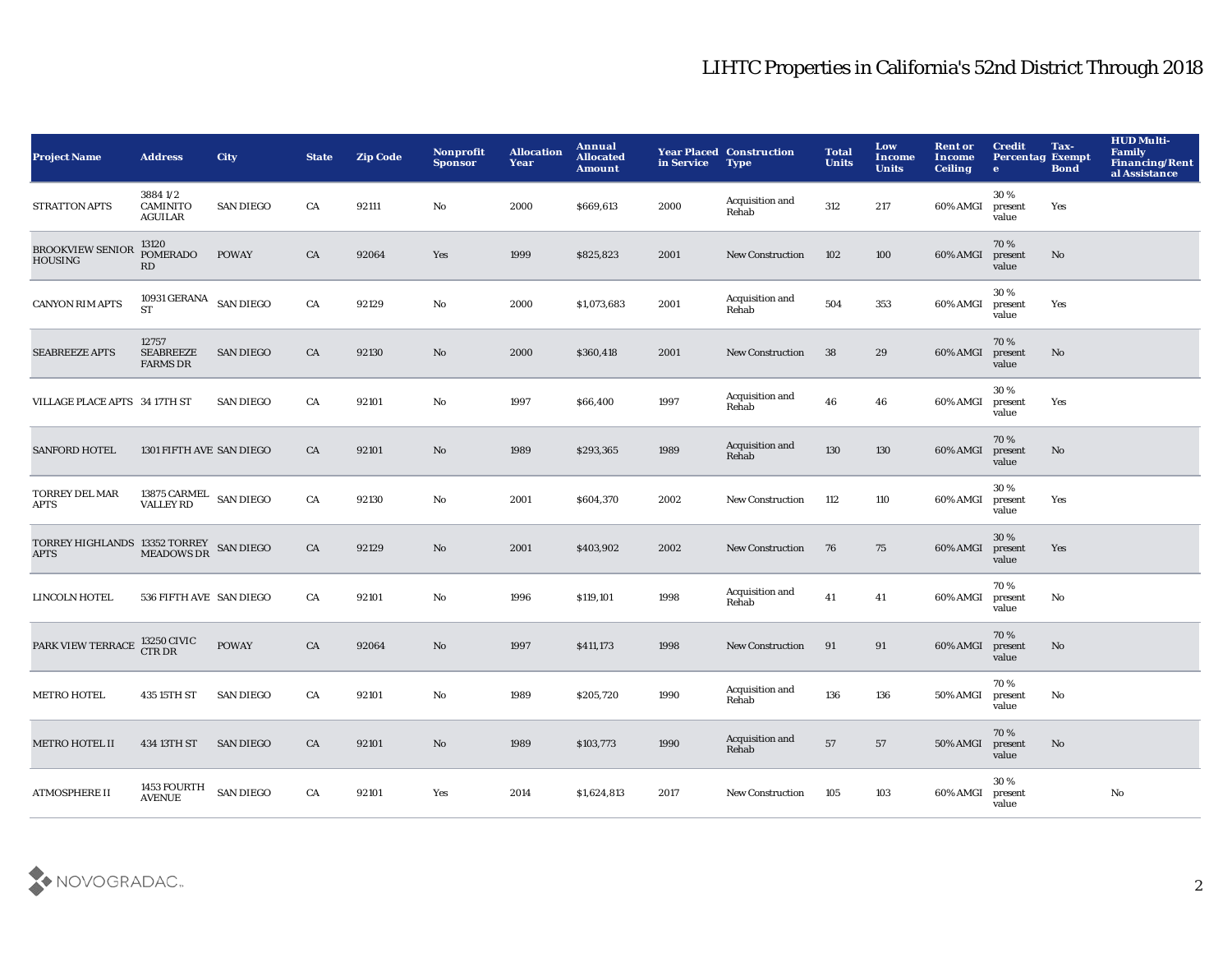# LIHTC Properties in California's 52nd District Through 2018

| Project Name | Address | City | State | Zip Code | Nonprofit Sponsor | Allocation Year | Annual Allocated Amount | Year Placed in Service | Construction Type | Total Units | Low Income Units | Rent or Income Ceiling | Credit Percentage | Tax-Exempt Bond | HUD Multi-Family Financing/Rental Assistance |
|---|---|---|---|---|---|---|---|---|---|---|---|---|---|---|---|
| STRATTON APTS | 3884 1/2 CAMINITO AGUILAR | SAN DIEGO | CA | 92111 | No | 2000 | $669,613 | 2000 | Acquisition and Rehab | 312 | 217 | 60% AMGI | 30 % present value | Yes | |
| BROOKVIEW SENIOR HOUSING | 13120 POMERADO RD | POWAY | CA | 92064 | Yes | 1999 | $825,823 | 2001 | New Construction | 102 | 100 | 60% AMGI | 70 % present value | No | |
| CANYON RIM APTS | 10931 GERANA ST | SAN DIEGO | CA | 92129 | No | 2000 | $1,073,683 | 2001 | Acquisition and Rehab | 504 | 353 | 60% AMGI | 30 % present value | Yes | |
| SEABREEZE APTS | 12757 SEABREEZE FARMS DR | SAN DIEGO | CA | 92130 | No | 2000 | $360,418 | 2001 | New Construction | 38 | 29 | 60% AMGI | 70 % present value | No | |
| VILLAGE PLACE APTS | 34 17TH ST | SAN DIEGO | CA | 92101 | No | 1997 | $66,400 | 1997 | Acquisition and Rehab | 46 | 46 | 60% AMGI | 30 % present value | Yes | |
| SANFORD HOTEL | 1301 FIFTH AVE | SAN DIEGO | CA | 92101 | No | 1989 | $293,365 | 1989 | Acquisition and Rehab | 130 | 130 | 60% AMGI | 70 % present value | No | |
| TORREY DEL MAR APTS | 13875 CARMEL VALLEY RD | SAN DIEGO | CA | 92130 | No | 2001 | $604,370 | 2002 | New Construction | 112 | 110 | 60% AMGI | 30 % present value | Yes | |
| TORREY HIGHLANDS APTS | 13352 TORREY MEADOWS DR | SAN DIEGO | CA | 92129 | No | 2001 | $403,902 | 2002 | New Construction | 76 | 75 | 60% AMGI | 30 % present value | Yes | |
| LINCOLN HOTEL | 536 FIFTH AVE | SAN DIEGO | CA | 92101 | No | 1996 | $119,101 | 1998 | Acquisition and Rehab | 41 | 41 | 60% AMGI | 70 % present value | No | |
| PARK VIEW TERRACE | 13250 CIVIC CTR DR | POWAY | CA | 92064 | No | 1997 | $411,173 | 1998 | New Construction | 91 | 91 | 60% AMGI | 70 % present value | No | |
| METRO HOTEL | 435 15TH ST | SAN DIEGO | CA | 92101 | No | 1989 | $205,720 | 1990 | Acquisition and Rehab | 136 | 136 | 50% AMGI | 70 % present value | No | |
| METRO HOTEL II | 434 13TH ST | SAN DIEGO | CA | 92101 | No | 1989 | $103,773 | 1990 | Acquisition and Rehab | 57 | 57 | 50% AMGI | 70 % present value | No | |
| ATMOSPHERE II | 1453 FOURTH AVENUE | SAN DIEGO | CA | 92101 | Yes | 2014 | $1,624,813 | 2017 | New Construction | 105 | 103 | 60% AMGI | 30 % present value | | No |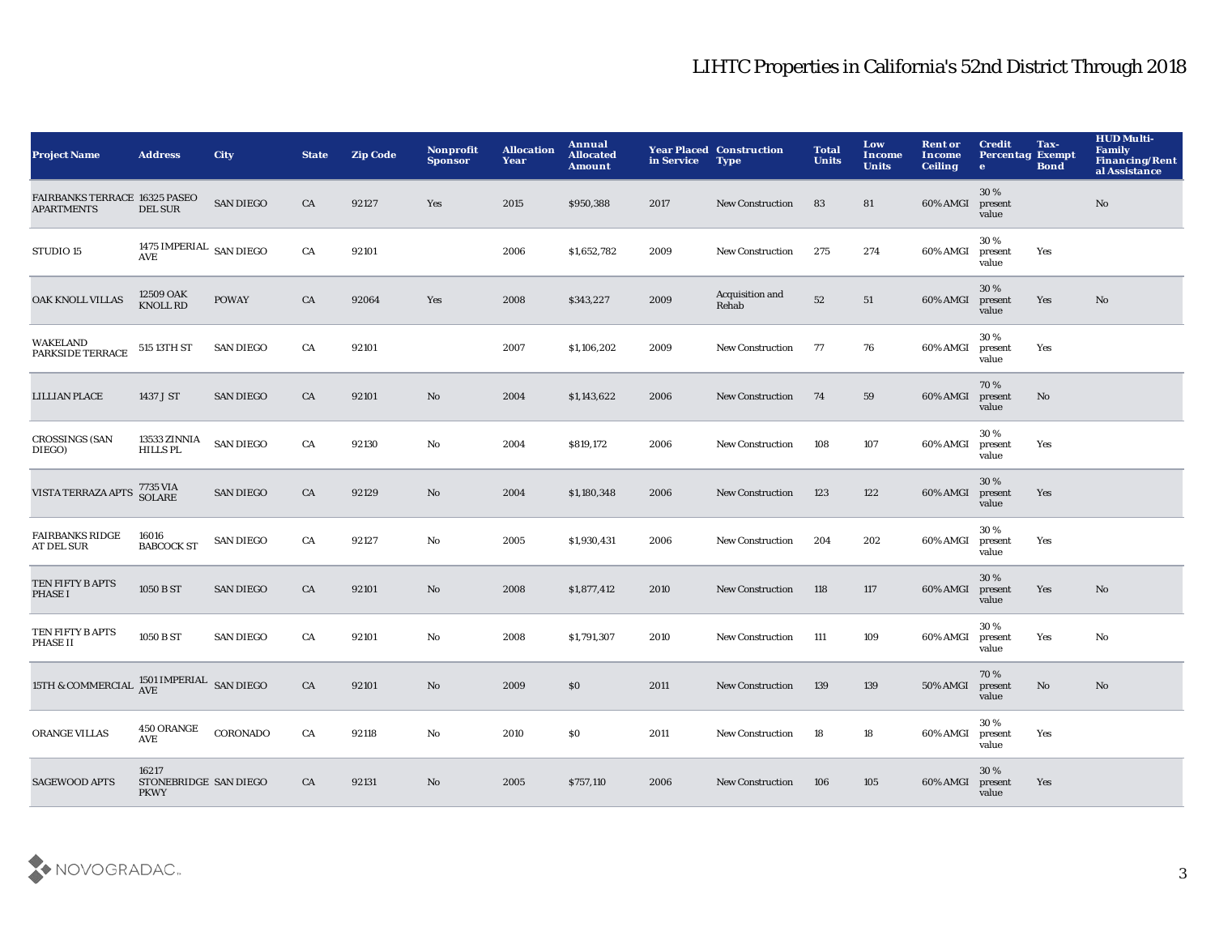# LIHTC Properties in California's 52nd District Through 2018

| Project Name | Address | City | State | Zip Code | Nonprofit Sponsor | Allocation Year | Annual Allocated Amount | Year Placed in Service | Construction Type | Total Units | Low Income Units | Rent or Income Ceiling | Credit Percentage | Tax-Exempt Bond | HUD Multi-Family Financing/Rental Assistance |
|---|---|---|---|---|---|---|---|---|---|---|---|---|---|---|---|
| FAIRBANKS TERRACE APARTMENTS | 16325 PASEO DEL SUR | SAN DIEGO | CA | 92127 | Yes | 2015 | $950,388 | 2017 | New Construction | 83 | 81 | 60% AMGI | 30 % present value | | No |
| STUDIO 15 | 1475 IMPERIAL AVE | SAN DIEGO | CA | 92101 | | 2006 | $1,652,782 | 2009 | New Construction | 275 | 274 | 60% AMGI | 30 % present value | Yes | |
| OAK KNOLL VILLAS | 12509 OAK KNOLL RD | POWAY | CA | 92064 | Yes | 2008 | $343,227 | 2009 | Acquisition and Rehab | 52 | 51 | 60% AMGI | 30 % present value | Yes | No |
| WAKELAND PARKSIDE TERRACE | 515 13TH ST | SAN DIEGO | CA | 92101 | | 2007 | $1,106,202 | 2009 | New Construction | 77 | 76 | 60% AMGI | 30 % present value | Yes | |
| LILLIAN PLACE | 1437 J ST | SAN DIEGO | CA | 92101 | No | 2004 | $1,143,622 | 2006 | New Construction | 74 | 59 | 60% AMGI | 70 % present value | No | |
| CROSSINGS (SAN DIEGO) | 13533 ZINNIA HILLS PL | SAN DIEGO | CA | 92130 | No | 2004 | $819,172 | 2006 | New Construction | 108 | 107 | 60% AMGI | 30 % present value | Yes | |
| VISTA TERRAZA APTS | 7735 VIA SOLARE | SAN DIEGO | CA | 92129 | No | 2004 | $1,180,348 | 2006 | New Construction | 123 | 122 | 60% AMGI | 30 % present value | Yes | |
| FAIRBANKS RIDGE AT DEL SUR | 16016 BABCOCK ST | SAN DIEGO | CA | 92127 | No | 2005 | $1,930,431 | 2006 | New Construction | 204 | 202 | 60% AMGI | 30 % present value | Yes | |
| TEN FIFTY B APTS PHASE I | 1050 B ST | SAN DIEGO | CA | 92101 | No | 2008 | $1,877,412 | 2010 | New Construction | 118 | 117 | 60% AMGI | 30 % present value | Yes | No |
| TEN FIFTY B APTS PHASE II | 1050 B ST | SAN DIEGO | CA | 92101 | No | 2008 | $1,791,307 | 2010 | New Construction | 111 | 109 | 60% AMGI | 30 % present value | Yes | No |
| 15TH & COMMERCIAL | 1501 IMPERIAL AVE | SAN DIEGO | CA | 92101 | No | 2009 | $0 | 2011 | New Construction | 139 | 139 | 50% AMGI | 70 % present value | No | No |
| ORANGE VILLAS | 450 ORANGE AVE | CORONADO | CA | 92118 | No | 2010 | $0 | 2011 | New Construction | 18 | 18 | 60% AMGI | 30 % present value | Yes | |
| SAGEWOOD APTS | 16217 STONEBRIDGE PKWY | SAN DIEGO | CA | 92131 | No | 2005 | $757,110 | 2006 | New Construction | 106 | 105 | 60% AMGI | 30 % present value | Yes | |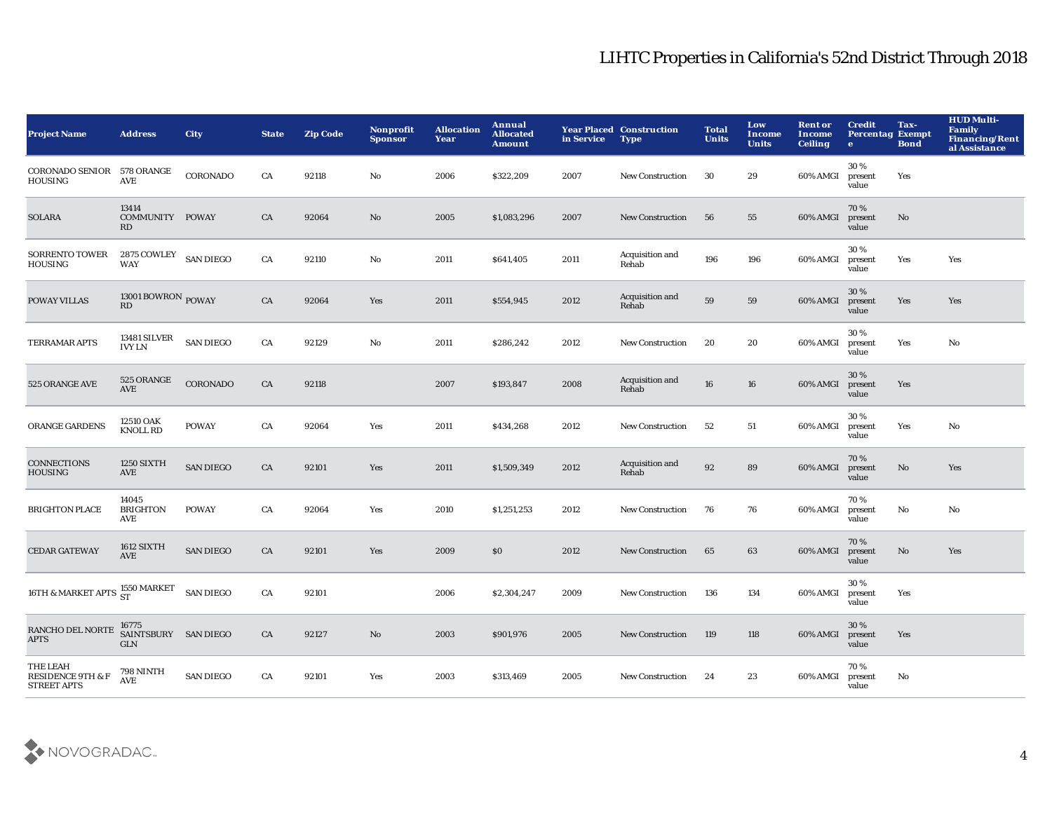# LIHTC Properties in California's 52nd District Through 2018

| Project Name | Address | City | State | Zip Code | Nonprofit Sponsor | Allocation Year | Annual Allocated Amount | Year Placed in Service | Construction Type | Total Units | Low Income Units | Rent or Income Ceiling | Credit Percentage | Tax-Exempt Bond | HUD Multi-Family Financing/Rental Assistance |
|---|---|---|---|---|---|---|---|---|---|---|---|---|---|---|---|
| CORONADO SENIOR HOUSING | 578 ORANGE AVE | CORONADO | CA | 92118 | No | 2006 | $322,209 | 2007 | New Construction | 30 | 29 | 60% AMGI | 30 % present value | Yes | |
| SOLARA | 13414 COMMUNITY RD | POWAY | CA | 92064 | No | 2005 | $1,083,296 | 2007 | New Construction | 56 | 55 | 60% AMGI | 70 % present value | No | |
| SORRENTO TOWER HOUSING | 2875 COWLEY WAY | SAN DIEGO | CA | 92110 | No | 2011 | $641,405 | 2011 | Acquisition and Rehab | 196 | 196 | 60% AMGI | 30 % present value | Yes | Yes |
| POWAY VILLAS | 13001 BOWRON RD | POWAY | CA | 92064 | Yes | 2011 | $554,945 | 2012 | Acquisition and Rehab | 59 | 59 | 60% AMGI | 30 % present value | Yes | Yes |
| TERRAMAR APTS | 13481 SILVER IVY LN | SAN DIEGO | CA | 92129 | No | 2011 | $286,242 | 2012 | New Construction | 20 | 20 | 60% AMGI | 30 % present value | Yes | No |
| 525 ORANGE AVE | 525 ORANGE AVE | CORONADO | CA | 92118 | | 2007 | $193,847 | 2008 | Acquisition and Rehab | 16 | 16 | 60% AMGI | 30 % present value | Yes | |
| ORANGE GARDENS | 12510 OAK KNOLL RD | POWAY | CA | 92064 | Yes | 2011 | $434,268 | 2012 | New Construction | 52 | 51 | 60% AMGI | 30 % present value | Yes | No |
| CONNECTIONS HOUSING | 1250 SIXTH AVE | SAN DIEGO | CA | 92101 | Yes | 2011 | $1,509,349 | 2012 | Acquisition and Rehab | 92 | 89 | 60% AMGI | 70 % present value | No | Yes |
| BRIGHTON PLACE | 14045 BRIGHTON AVE | POWAY | CA | 92064 | Yes | 2010 | $1,251,253 | 2012 | New Construction | 76 | 76 | 60% AMGI | 70 % present value | No | No |
| CEDAR GATEWAY | 1612 SIXTH AVE | SAN DIEGO | CA | 92101 | Yes | 2009 | $0 | 2012 | New Construction | 65 | 63 | 60% AMGI | 70 % present value | No | Yes |
| 16TH & MARKET APTS | 1550 MARKET ST | SAN DIEGO | CA | 92101 | | 2006 | $2,304,247 | 2009 | New Construction | 136 | 134 | 60% AMGI | 30 % present value | Yes | |
| RANCHO DEL NORTE APTS | 16775 SAINTSBURY GLN | SAN DIEGO | CA | 92127 | No | 2003 | $901,976 | 2005 | New Construction | 119 | 118 | 60% AMGI | 30 % present value | Yes | |
| THE LEAH RESIDENCE 9TH & F STREET APTS | 798 NINTH AVE | SAN DIEGO | CA | 92101 | Yes | 2003 | $313,469 | 2005 | New Construction | 24 | 23 | 60% AMGI | 70 % present value | No | |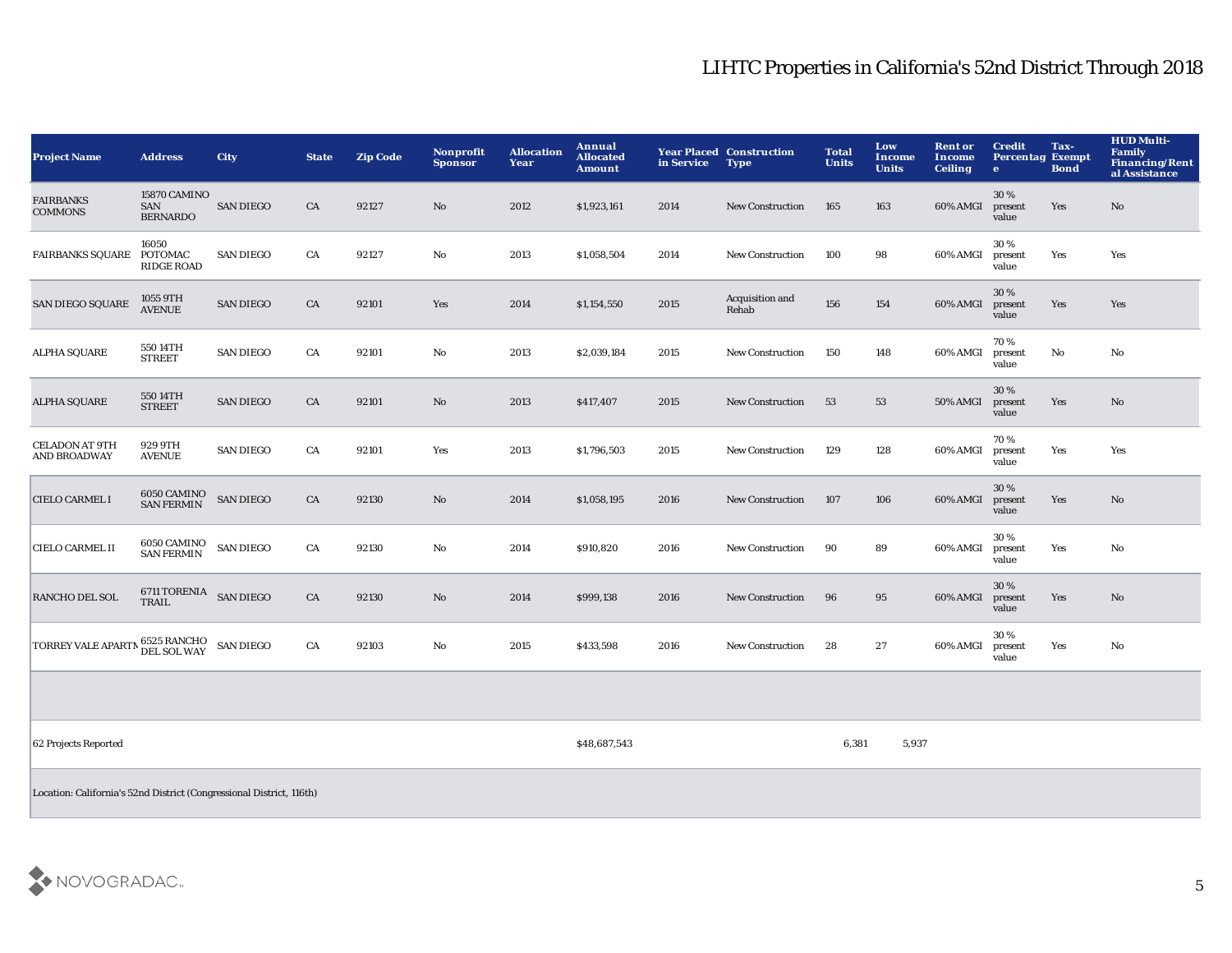# LIHTC Properties in California's 52nd District Through 2018

| Project Name | Address | City | State | Zip Code | Nonprofit Sponsor | Allocation Year | Annual Allocated Amount | Year Placed in Service | Construction Type | Total Units | Low Income Units | Rent or Income Ceiling | Credit Percentage | Tax-Exempt Bond | HUD Multi-Family Financing/Rental Assistance |
|---|---|---|---|---|---|---|---|---|---|---|---|---|---|---|---|
| FAIRBANKS COMMONS | 15870 CAMINO SAN BERNARDO | SAN DIEGO | CA | 92127 | No | 2012 | $1,923,161 | 2014 | New Construction | 165 | 163 | 60% AMGI | 30 % present value | Yes | No |
| FAIRBANKS SQUARE | 16050 POTOMAC RIDGE ROAD | SAN DIEGO | CA | 92127 | No | 2013 | $1,058,504 | 2014 | New Construction | 100 | 98 | 60% AMGI | 30 % present value | Yes | Yes |
| SAN DIEGO SQUARE | 1055 9TH AVENUE | SAN DIEGO | CA | 92101 | Yes | 2014 | $1,154,550 | 2015 | Acquisition and Rehab | 156 | 154 | 60% AMGI | 30 % present value | Yes | Yes |
| ALPHA SQUARE | 550 14TH STREET | SAN DIEGO | CA | 92101 | No | 2013 | $2,039,184 | 2015 | New Construction | 150 | 148 | 60% AMGI | 70 % present value | No | No |
| ALPHA SQUARE | 550 14TH STREET | SAN DIEGO | CA | 92101 | No | 2013 | $417,407 | 2015 | New Construction | 53 | 53 | 50% AMGI | 30 % present value | Yes | No |
| CELADON AT 9TH AND BROADWAY | 929 9TH AVENUE | SAN DIEGO | CA | 92101 | Yes | 2013 | $1,796,503 | 2015 | New Construction | 129 | 128 | 60% AMGI | 70 % present value | Yes | Yes |
| CIELO CARMEL I | 6050 CAMINO SAN FERMIN | SAN DIEGO | CA | 92130 | No | 2014 | $1,058,195 | 2016 | New Construction | 107 | 106 | 60% AMGI | 30 % present value | Yes | No |
| CIELO CARMEL II | 6050 CAMINO SAN FERMIN | SAN DIEGO | CA | 92130 | No | 2014 | $910,820 | 2016 | New Construction | 90 | 89 | 60% AMGI | 30 % present value | Yes | No |
| RANCHO DEL SOL | 6711 TORENIA TRAIL | SAN DIEGO | CA | 92130 | No | 2014 | $999,138 | 2016 | New Construction | 96 | 95 | 60% AMGI | 30 % present value | Yes | No |
| TORREY VALE APARTM | 6525 RANCHO DEL SOL WAY | SAN DIEGO | CA | 92103 | No | 2015 | $433,598 | 2016 | New Construction | 28 | 27 | 60% AMGI | 30 % present value | Yes | No |
| | | | | | | | | | | | | | | | |
| 62 Projects Reported | | | | | | | $48,687,543 | | | 6,381 | 5,937 | | | | |

Location: California's 52nd District (Congressional District, 116th)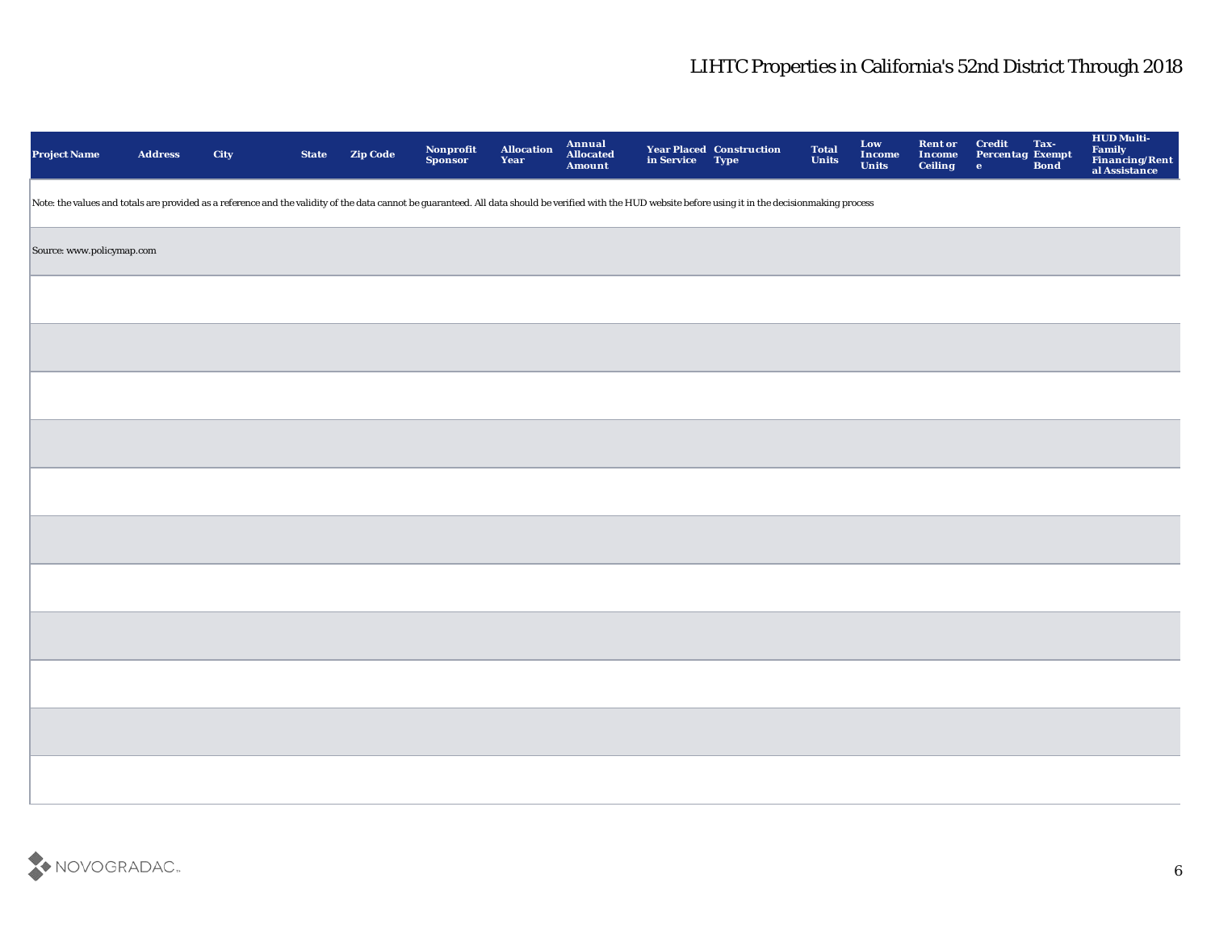# LIHTC Properties in California's 52nd District Through 2018

| Project Name | Address | City | State | Zip Code | Nonprofit Sponsor | Allocation Year | Annual Allocated Amount | Year Placed in Service | Construction Type | Total Units | Low Income Units | Rent or Income Ceiling | Credit Percentage | Tax-Exempt Bond | HUD Multi-Family Financing/Rental Assistance |
|---|---|---|---|---|---|---|---|---|---|---|---|---|---|---|---|

Note: the values and totals are provided as a reference and the validity of the data cannot be guaranteed. All data should be verified with the HUD website before using it in the decisionmaking process

Source: www.policymap.com